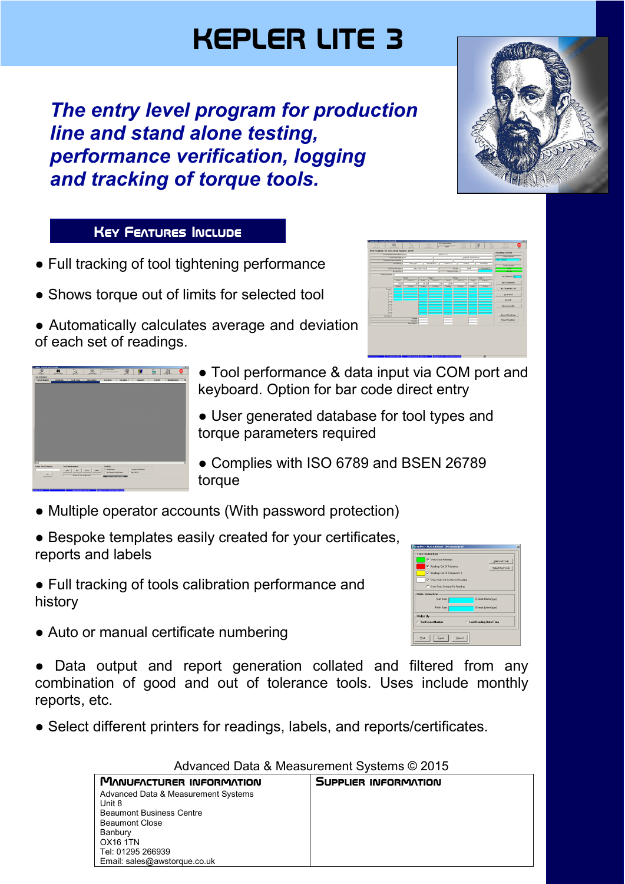# KEPLER LITE 3

***The entry level program for production line and stand alone testing, performance verification, logging and tracking of torque tools.***

## Key Features Include

- Full tracking of tool tightening performance
- Shows torque out of limits for selected tool
- Automatically calculates average and deviation of each set of readings.
- Tool performance & data input via COM port and keyboard. Option for bar code direct entry
- User generated database for tool types and torque parameters required
- Complies with ISO 6789 and BSEN 26789 torque
- Multiple operator accounts (With password protection)
- Bespoke templates easily created for your certificates, reports and labels
- Full tracking of tools calibration performance and history
- Auto or manual certificate numbering
- Data output and report generation collated and filtered from any combination of good and out of tolerance tools. Uses include monthly reports, etc.
- Select different printers for readings, labels, and reports/certificates.

Advanced Data & Measurement Systems © 2015

| Manufacturer Information | Supplier Information |
|---|---|
| Advanced Data & Measurement Systems<br>Unit 8<br>Beaumont Business Centre<br>Beaumont Close<br>Banbury<br>OX16 1TN<br>Tel: 01295 266939<br>Email: sales@awstorque.co.uk | |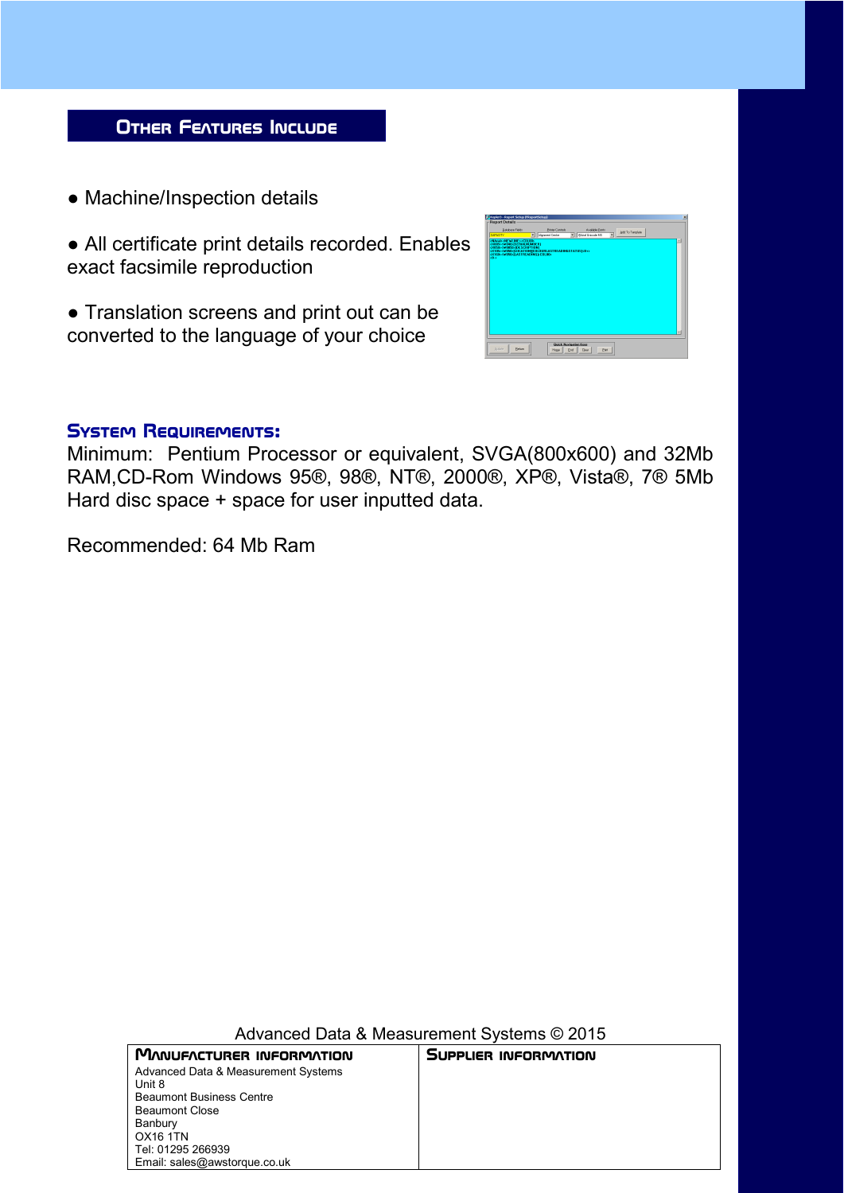## Other Features Include

- Machine/Inspection details
- All certificate print details recorded. Enables exact facsimile reproduction
- Translation screens and print out can be converted to the language of your choice

### System Requirements:

Minimum: Pentium Processor or equivalent, SVGA(800x600) and 32Mb RAM,CD-Rom Windows 95®, 98®, NT®, 2000®, XP®, Vista®, 7® 5Mb Hard disc space + space for user inputted data.

Recommended: 64 Mb Ram

Advanced Data & Measurement Systems © 2015

| Manufacturer Information | Supplier Information |
|---|---|
| Advanced Data & Measurement Systems<br>Unit 8<br>Beaumont Business Centre<br>Beaumont Close<br>Banbury<br>OX16 1TN<br>Tel: 01295 266939<br>Email: sales@awstorque.co.uk | |